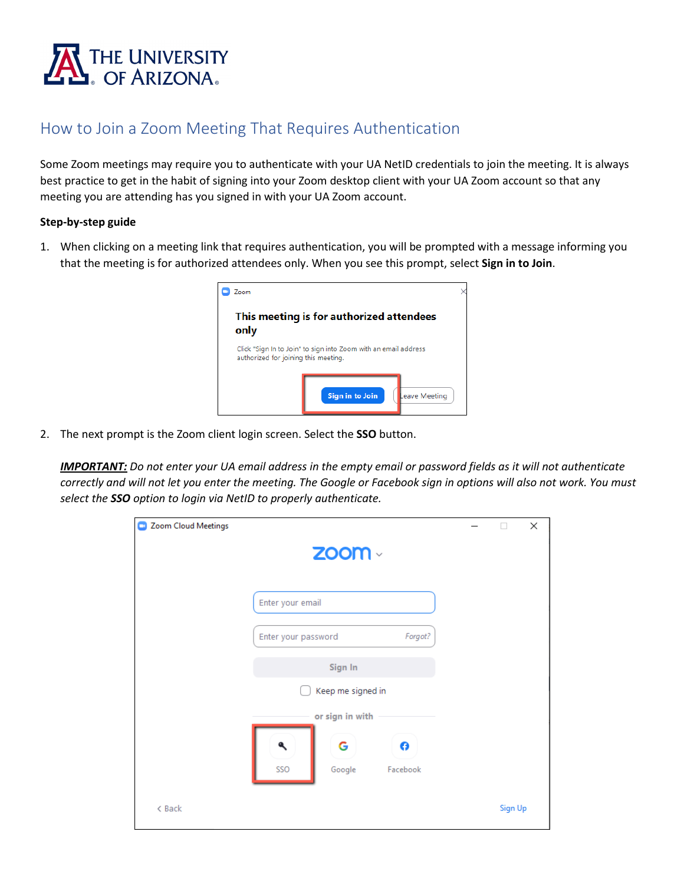# How to Join a Zoom Meeting That Requires Authentication

Some Zoom meetings may require you to authenticate with your UA NetID credentials to join the meeting. It is always best practice to get in the habit of signing into your Zoom desktop client with your UA Zoom account so that any meeting you are attending has you signed in with your UA Zoom account.

**Step-by-step guide**

1. When clicking on a meeting link that requires authentication, you will be prompted with a message informing you that the meeting is for authorized attendees only. When you see this prompt, select **Sign in to Join**.

2. The next prompt is the Zoom client login screen. Select the **SSO** button.

   ***IMPORTANT:*** *Do not enter your UA email address in the empty email or password fields as it will not authenticate correctly and will not let you enter the meeting. The Google or Facebook sign in options will also not work. You must select the* ***SSO*** *option to login via NetID to properly authenticate.*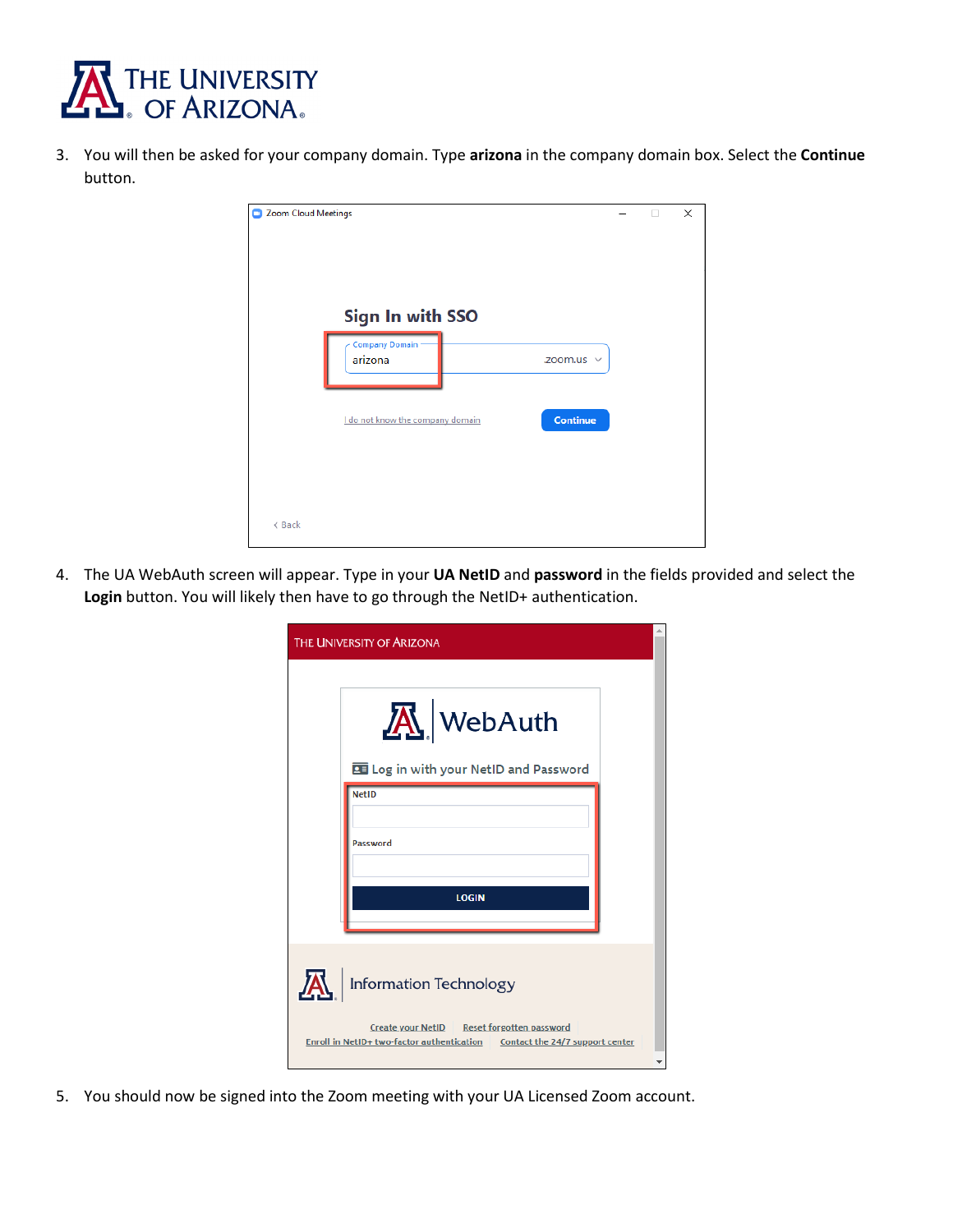3. You will then be asked for your company domain. Type **arizona** in the company domain box. Select the **Continue** button.

4. The UA WebAuth screen will appear. Type in your **UA NetID** and **password** in the fields provided and select the **Login** button. You will likely then have to go through the NetID+ authentication.

5. You should now be signed into the Zoom meeting with your UA Licensed Zoom account.